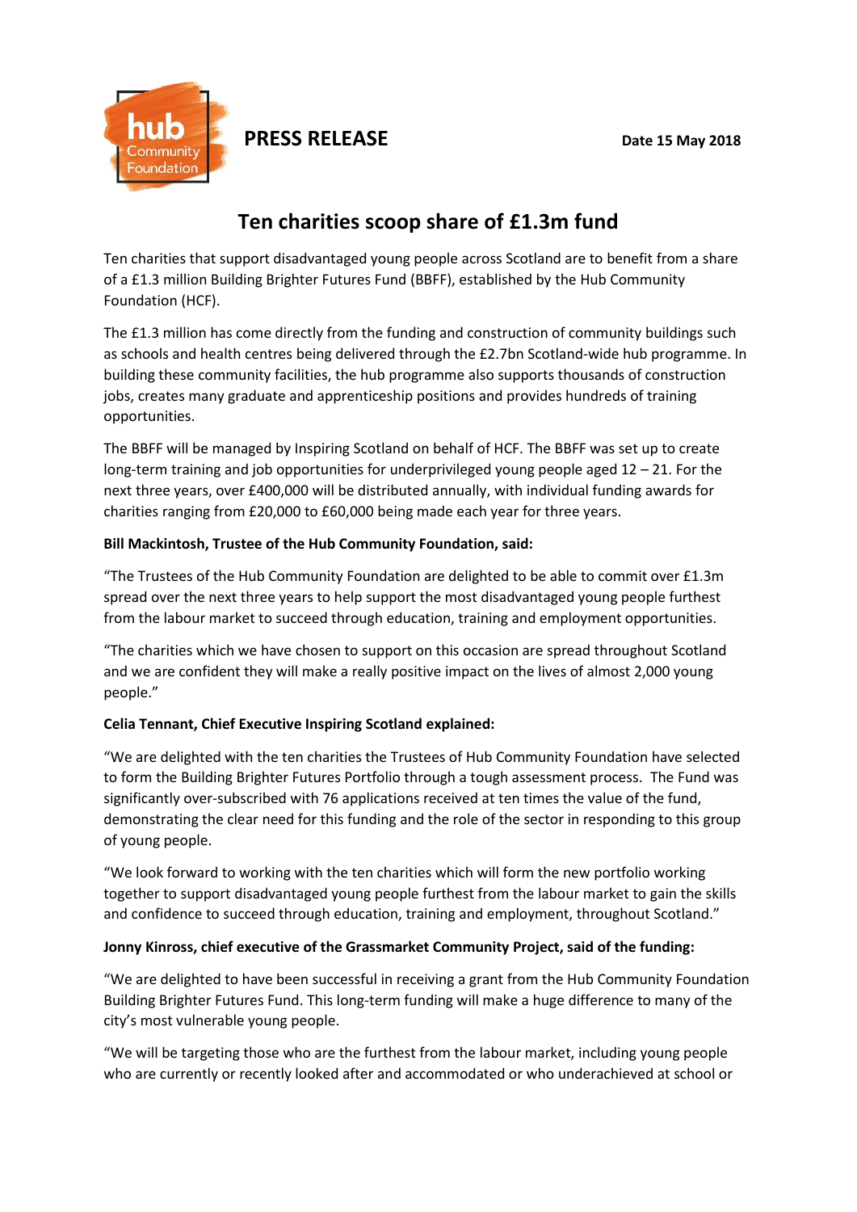hub Community Foundation

**PRESS RELEASE**

**Date 15 May 2018**

# Ten charities scoop share of £1.3m fund

Ten charities that support disadvantaged young people across Scotland are to benefit from a share of a £1.3 million Building Brighter Futures Fund (BBFF), established by the Hub Community Foundation (HCF).

The £1.3 million has come directly from the funding and construction of community buildings such as schools and health centres being delivered through the £2.7bn Scotland-wide hub programme. In building these community facilities, the hub programme also supports thousands of construction jobs, creates many graduate and apprenticeship positions and provides hundreds of training opportunities.

The BBFF will be managed by Inspiring Scotland on behalf of HCF. The BBFF was set up to create long-term training and job opportunities for underprivileged young people aged 12 – 21. For the next three years, over £400,000 will be distributed annually, with individual funding awards for charities ranging from £20,000 to £60,000 being made each year for three years.

**Bill Mackintosh, Trustee of the Hub Community Foundation, said:**

"The Trustees of the Hub Community Foundation are delighted to be able to commit over £1.3m spread over the next three years to help support the most disadvantaged young people furthest from the labour market to succeed through education, training and employment opportunities.

"The charities which we have chosen to support on this occasion are spread throughout Scotland and we are confident they will make a really positive impact on the lives of almost 2,000 young people."

**Celia Tennant, Chief Executive Inspiring Scotland explained:**

"We are delighted with the ten charities the Trustees of Hub Community Foundation have selected to form the Building Brighter Futures Portfolio through a tough assessment process. The Fund was significantly over-subscribed with 76 applications received at ten times the value of the fund, demonstrating the clear need for this funding and the role of the sector in responding to this group of young people.

"We look forward to working with the ten charities which will form the new portfolio working together to support disadvantaged young people furthest from the labour market to gain the skills and confidence to succeed through education, training and employment, throughout Scotland."

**Jonny Kinross, chief executive of the Grassmarket Community Project, said of the funding:**

"We are delighted to have been successful in receiving a grant from the Hub Community Foundation Building Brighter Futures Fund. This long-term funding will make a huge difference to many of the city's most vulnerable young people.

"We will be targeting those who are the furthest from the labour market, including young people who are currently or recently looked after and accommodated or who underachieved at school or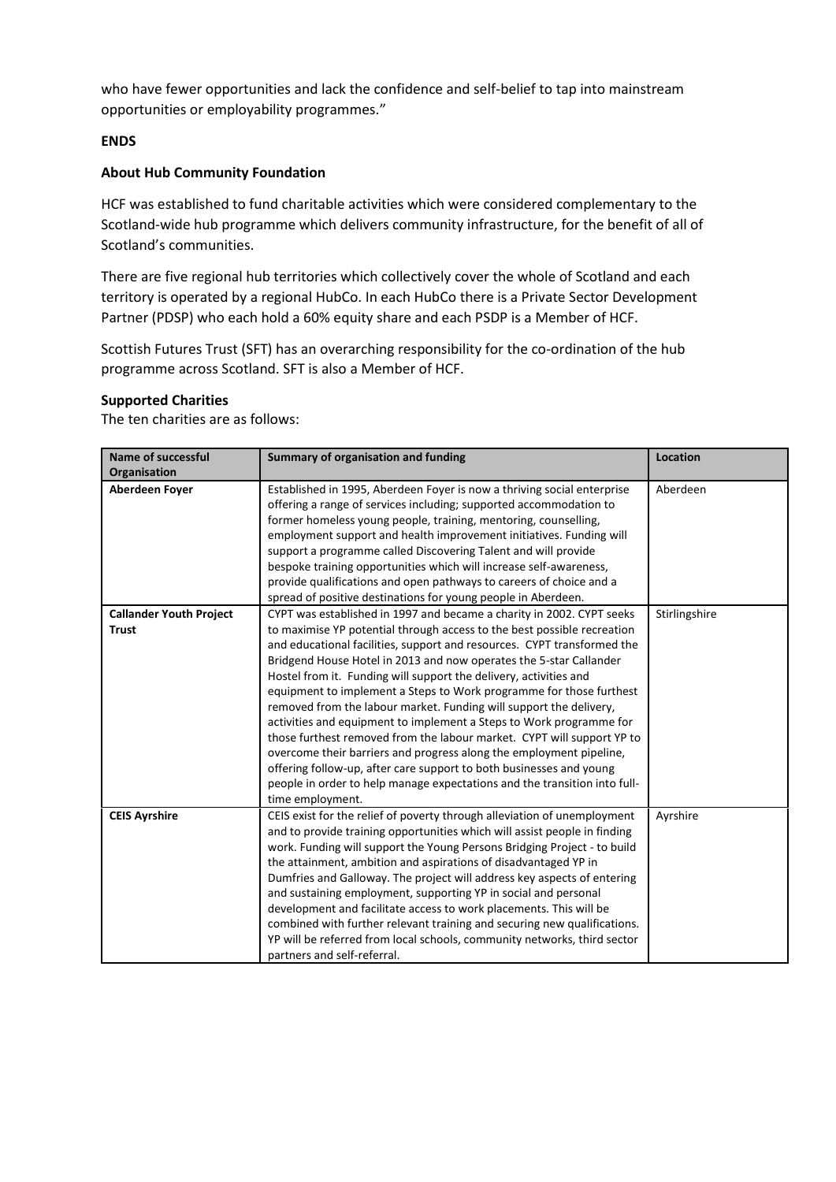who have fewer opportunities and lack the confidence and self-belief to tap into mainstream opportunities or employability programmes."

**ENDS**

**About Hub Community Foundation**

HCF was established to fund charitable activities which were considered complementary to the Scotland-wide hub programme which delivers community infrastructure, for the benefit of all of Scotland's communities.

There are five regional hub territories which collectively cover the whole of Scotland and each territory is operated by a regional HubCo. In each HubCo there is a Private Sector Development Partner (PDSP) who each hold a 60% equity share and each PSDP is a Member of HCF.

Scottish Futures Trust (SFT) has an overarching responsibility for the co-ordination of the hub programme across Scotland. SFT is also a Member of HCF.

**Supported Charities**

The ten charities are as follows:

| Name of successful Organisation | Summary of organisation and funding | Location |
|---|---|---|
| **Aberdeen Foyer** | Established in 1995, Aberdeen Foyer is now a thriving social enterprise offering a range of services including; supported accommodation to former homeless young people, training, mentoring, counselling, employment support and health improvement initiatives. Funding will support a programme called Discovering Talent and will provide bespoke training opportunities which will increase self-awareness, provide qualifications and open pathways to careers of choice and a spread of positive destinations for young people in Aberdeen. | Aberdeen |
| **Callander Youth Project Trust** | CYPT was established in 1997 and became a charity in 2002. CYPT seeks to maximise YP potential through access to the best possible recreation and educational facilities, support and resources. CYPT transformed the Bridgend House Hotel in 2013 and now operates the 5-star Callander Hostel from it. Funding will support the delivery, activities and equipment to implement a Steps to Work programme for those furthest removed from the labour market. Funding will support the delivery, activities and equipment to implement a Steps to Work programme for those furthest removed from the labour market. CYPT will support YP to overcome their barriers and progress along the employment pipeline, offering follow-up, after care support to both businesses and young people in order to help manage expectations and the transition into full-time employment. | Stirlingshire |
| **CEIS Ayrshire** | CEIS exist for the relief of poverty through alleviation of unemployment and to provide training opportunities which will assist people in finding work. Funding will support the Young Persons Bridging Project - to build the attainment, ambition and aspirations of disadvantaged YP in Dumfries and Galloway. The project will address key aspects of entering and sustaining employment, supporting YP in social and personal development and facilitate access to work placements. This will be combined with further relevant training and securing new qualifications. YP will be referred from local schools, community networks, third sector partners and self-referral. | Ayrshire |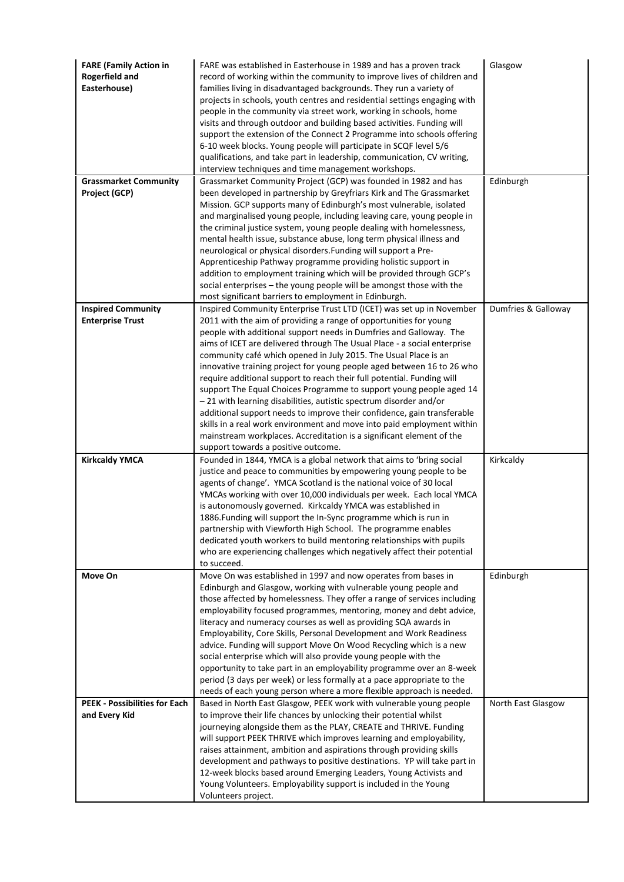| | | |
|---|---|---|
| **FARE (Family Action in Rogerfield and Easterhouse)** | FARE was established in Easterhouse in 1989 and has a proven track record of working within the community to improve lives of children and families living in disadvantaged backgrounds. They run a variety of projects in schools, youth centres and residential settings engaging with people in the community via street work, working in schools, home visits and through outdoor and building based activities. Funding will support the extension of the Connect 2 Programme into schools offering 6-10 week blocks. Young people will participate in SCQF level 5/6 qualifications, and take part in leadership, communication, CV writing, interview techniques and time management workshops. | Glasgow |
| **Grassmarket Community Project (GCP)** | Grassmarket Community Project (GCP) was founded in 1982 and has been developed in partnership by Greyfriars Kirk and The Grassmarket Mission. GCP supports many of Edinburgh's most vulnerable, isolated and marginalised young people, including leaving care, young people in the criminal justice system, young people dealing with homelessness, mental health issue, substance abuse, long term physical illness and neurological or physical disorders.Funding will support a Pre-Apprenticeship Pathway programme providing holistic support in addition to employment training which will be provided through GCP's social enterprises – the young people will be amongst those with the most significant barriers to employment in Edinburgh. | Edinburgh |
| **Inspired Community Enterprise Trust** | Inspired Community Enterprise Trust LTD (ICET) was set up in November 2011 with the aim of providing a range of opportunities for young people with additional support needs in Dumfries and Galloway. The aims of ICET are delivered through The Usual Place - a social enterprise community café which opened in July 2015. The Usual Place is an innovative training project for young people aged between 16 to 26 who require additional support to reach their full potential. Funding will support The Equal Choices Programme to support young people aged 14 – 21 with learning disabilities, autistic spectrum disorder and/or additional support needs to improve their confidence, gain transferable skills in a real work environment and move into paid employment within mainstream workplaces. Accreditation is a significant element of the support towards a positive outcome. | Dumfries & Galloway |
| **Kirkcaldy YMCA** | Founded in 1844, YMCA is a global network that aims to 'bring social justice and peace to communities by empowering young people to be agents of change'. YMCA Scotland is the national voice of 30 local YMCAs working with over 10,000 individuals per week. Each local YMCA is autonomously governed. Kirkcaldy YMCA was established in 1886.Funding will support the In-Sync programme which is run in partnership with Viewforth High School. The programme enables dedicated youth workers to build mentoring relationships with pupils who are experiencing challenges which negatively affect their potential to succeed. | Kirkcaldy |
| **Move On** | Move On was established in 1997 and now operates from bases in Edinburgh and Glasgow, working with vulnerable young people and those affected by homelessness. They offer a range of services including employability focused programmes, mentoring, money and debt advice, literacy and numeracy courses as well as providing SQA awards in Employability, Core Skills, Personal Development and Work Readiness advice. Funding will support Move On Wood Recycling which is a new social enterprise which will also provide young people with the opportunity to take part in an employability programme over an 8-week period (3 days per week) or less formally at a pace appropriate to the needs of each young person where a more flexible approach is needed. | Edinburgh |
| **PEEK - Possibilities for Each and Every Kid** | Based in North East Glasgow, PEEK work with vulnerable young people to improve their life chances by unlocking their potential whilst journeying alongside them as the PLAY, CREATE and THRIVE. Funding will support PEEK THRIVE which improves learning and employability, raises attainment, ambition and aspirations through providing skills development and pathways to positive destinations. YP will take part in 12-week blocks based around Emerging Leaders, Young Activists and Young Volunteers. Employability support is included in the Young Volunteers project. | North East Glasgow |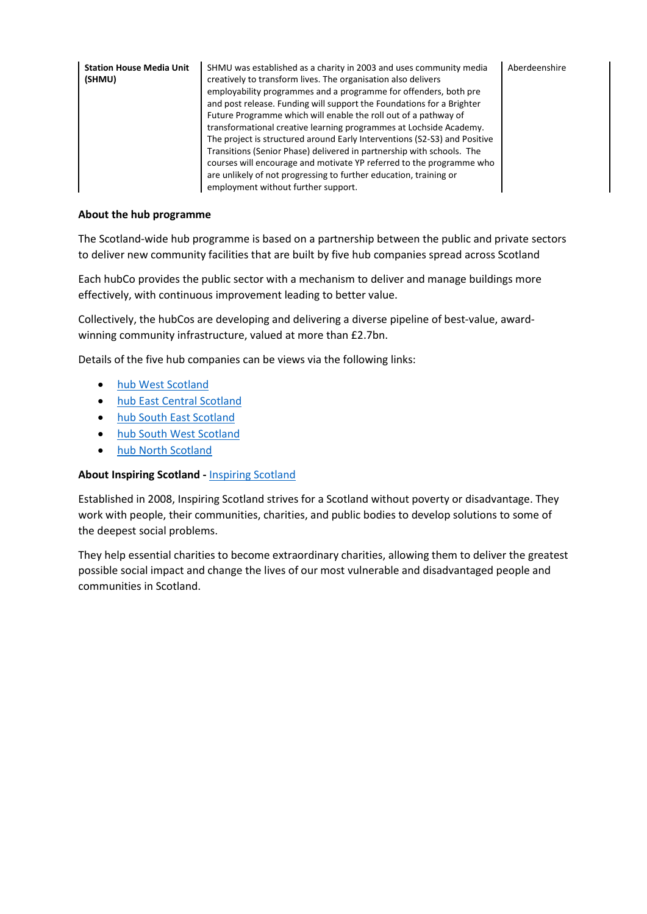| | | |
|---|---|---|
| **Station House Media Unit (SHMU)** | SHMU was established as a charity in 2003 and uses community media creatively to transform lives. The organisation also delivers employability programmes and a programme for offenders, both pre and post release. Funding will support the Foundations for a Brighter Future Programme which will enable the roll out of a pathway of transformational creative learning programmes at Lochside Academy. The project is structured around Early Interventions (S2-S3) and Positive Transitions (Senior Phase) delivered in partnership with schools. The courses will encourage and motivate YP referred to the programme who are unlikely of not progressing to further education, training or employment without further support. | Aberdeenshire |

**About the hub programme**

The Scotland-wide hub programme is based on a partnership between the public and private sectors to deliver new community facilities that are built by five hub companies spread across Scotland

Each hubCo provides the public sector with a mechanism to deliver and manage buildings more effectively, with continuous improvement leading to better value.

Collectively, the hubCos are developing and delivering a diverse pipeline of best-value, award-winning community infrastructure, valued at more than £2.7bn.

Details of the five hub companies can be views via the following links:

- hub West Scotland
- hub East Central Scotland
- hub South East Scotland
- hub South West Scotland
- hub North Scotland

**About Inspiring Scotland -** Inspiring Scotland

Established in 2008, Inspiring Scotland strives for a Scotland without poverty or disadvantage. They work with people, their communities, charities, and public bodies to develop solutions to some of the deepest social problems.

They help essential charities to become extraordinary charities, allowing them to deliver the greatest possible social impact and change the lives of our most vulnerable and disadvantaged people and communities in Scotland.